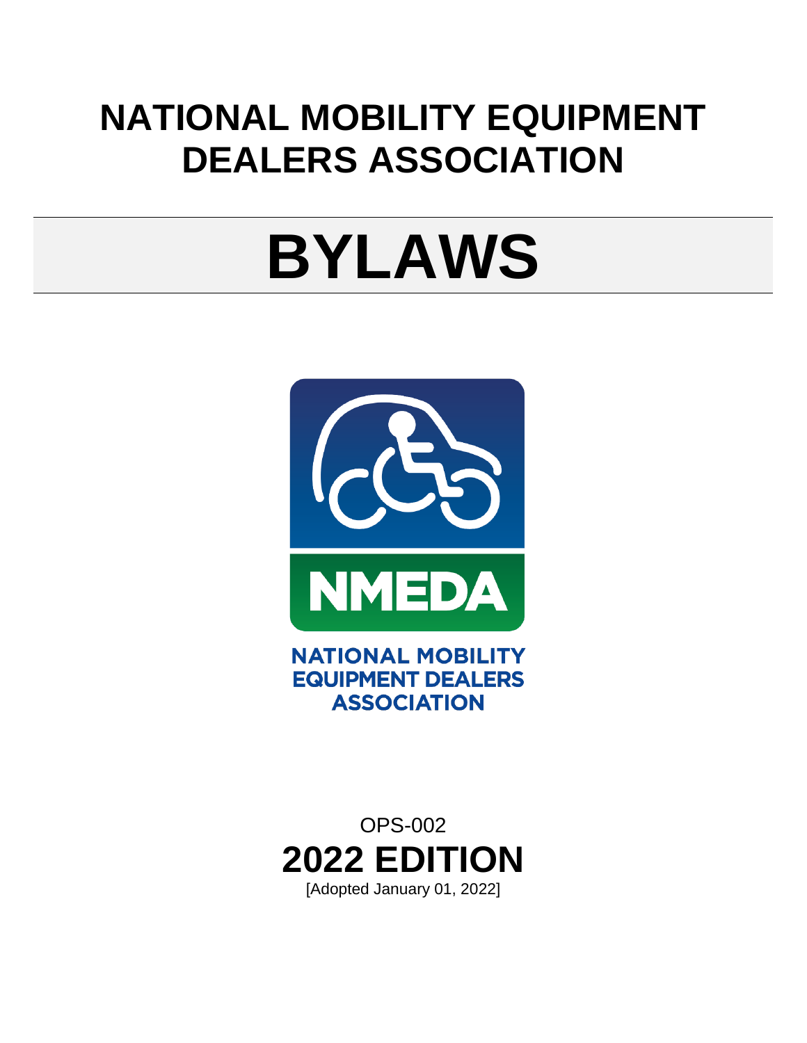# NATIONAL MOBILITY EQUIPMENT DEALERS ASSOCIATION

# BYLAWS

NMEDA

NATIONAL MOBILITY EQUIPMENT DEALERS ASSOCIATION

OPS-002

**2022 EDITION**

[Adopted January 01, 2022]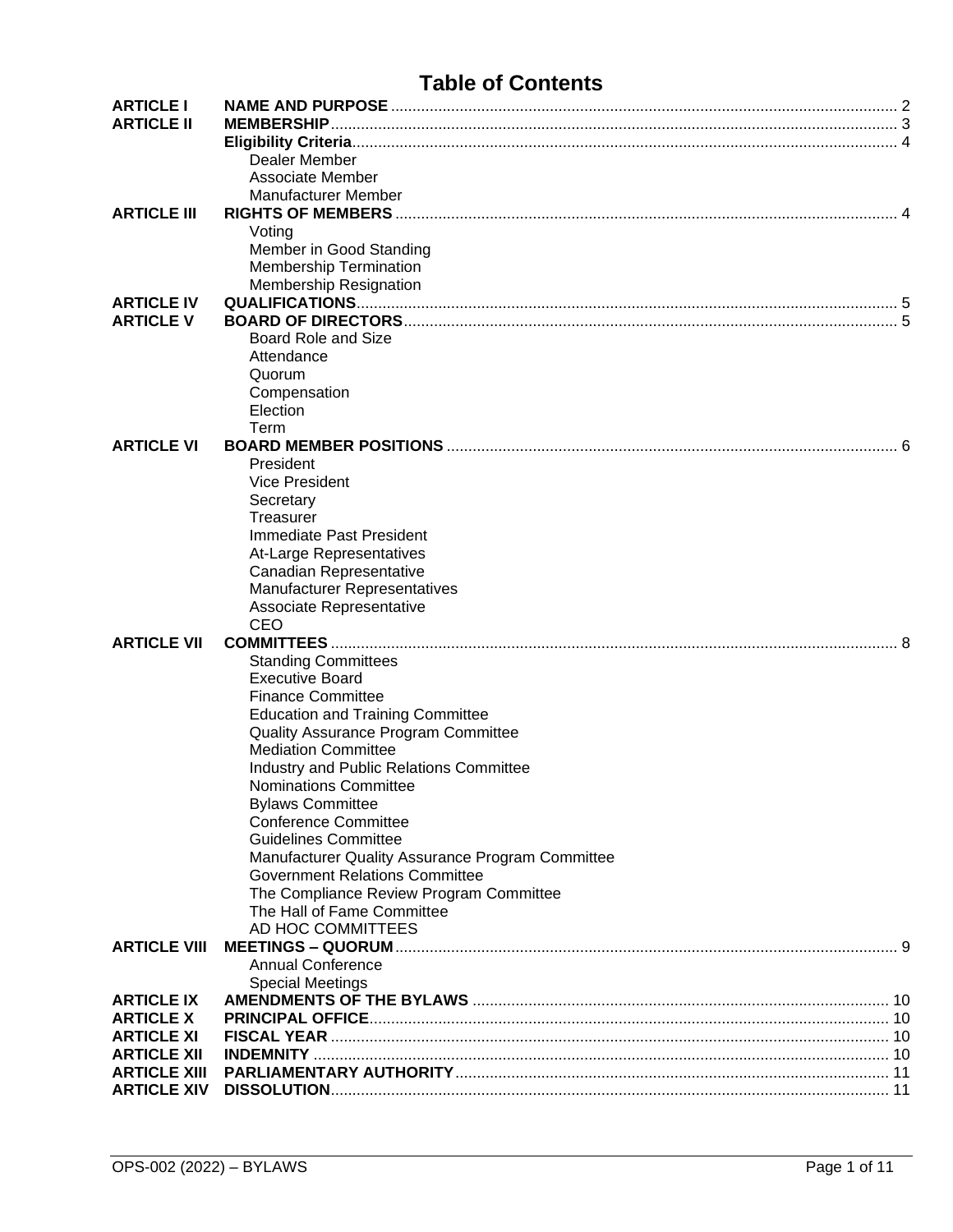# Table of Contents

| | | |
|---|---|---|
| **ARTICLE I** | **NAME AND PURPOSE** | 2 |
| **ARTICLE II** | **MEMBERSHIP** | 3 |
| | **Eligibility Criteria** | 4 |
| | Dealer Member | |
| | Associate Member | |
| | Manufacturer Member | |
| **ARTICLE III** | **RIGHTS OF MEMBERS** | 4 |
| | Voting | |
| | Member in Good Standing | |
| | Membership Termination | |
| | Membership Resignation | |
| **ARTICLE IV** | **QUALIFICATIONS** | 5 |
| **ARTICLE V** | **BOARD OF DIRECTORS** | 5 |
| | Board Role and Size | |
| | Attendance | |
| | Quorum | |
| | Compensation | |
| | Election | |
| | Term | |
| **ARTICLE VI** | **BOARD MEMBER POSITIONS** | 6 |
| | President | |
| | Vice President | |
| | Secretary | |
| | Treasurer | |
| | Immediate Past President | |
| | At-Large Representatives | |
| | Canadian Representative | |
| | Manufacturer Representatives | |
| | Associate Representative | |
| | CEO | |
| **ARTICLE VII** | **COMMITTEES** | 8 |
| | Standing Committees | |
| | Executive Board | |
| | Finance Committee | |
| | Education and Training Committee | |
| | Quality Assurance Program Committee | |
| | Mediation Committee | |
| | Industry and Public Relations Committee | |
| | Nominations Committee | |
| | Bylaws Committee | |
| | Conference Committee | |
| | Guidelines Committee | |
| | Manufacturer Quality Assurance Program Committee | |
| | Government Relations Committee | |
| | The Compliance Review Program Committee | |
| | The Hall of Fame Committee | |
| | AD HOC COMMITTEES | |
| **ARTICLE VIII** | **MEETINGS – QUORUM** | 9 |
| | Annual Conference | |
| | Special Meetings | |
| **ARTICLE IX** | **AMENDMENTS OF THE BYLAWS** | 10 |
| **ARTICLE X** | **PRINCIPAL OFFICE** | 10 |
| **ARTICLE XI** | **FISCAL YEAR** | 10 |
| **ARTICLE XII** | **INDEMNITY** | 10 |
| **ARTICLE XIII** | **PARLIAMENTARY AUTHORITY** | 11 |
| **ARTICLE XIV** | **DISSOLUTION** | 11 |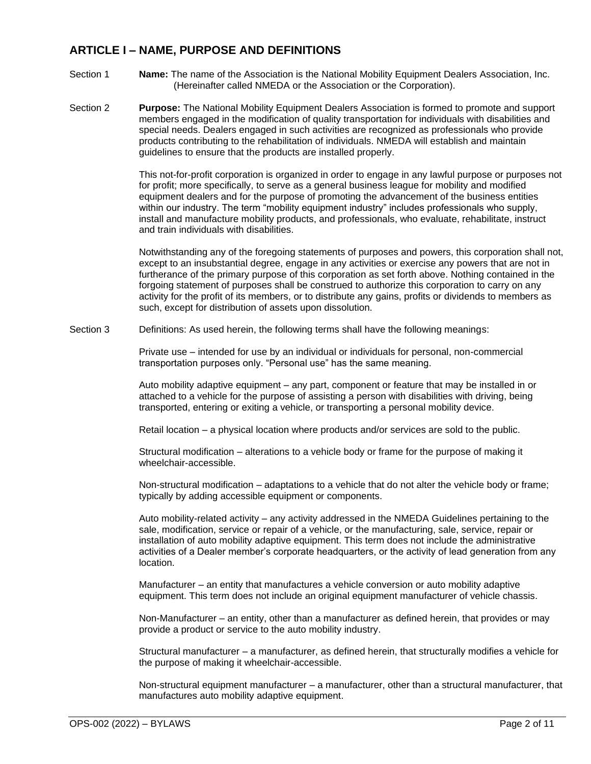## ARTICLE I – NAME, PURPOSE AND DEFINITIONS

Section 1 **Name:** The name of the Association is the National Mobility Equipment Dealers Association, Inc. (Hereinafter called NMEDA or the Association or the Corporation).

Section 2 **Purpose:** The National Mobility Equipment Dealers Association is formed to promote and support members engaged in the modification of quality transportation for individuals with disabilities and special needs. Dealers engaged in such activities are recognized as professionals who provide products contributing to the rehabilitation of individuals. NMEDA will establish and maintain guidelines to ensure that the products are installed properly.

This not-for-profit corporation is organized in order to engage in any lawful purpose or purposes not for profit; more specifically, to serve as a general business league for mobility and modified equipment dealers and for the purpose of promoting the advancement of the business entities within our industry. The term "mobility equipment industry" includes professionals who supply, install and manufacture mobility products, and professionals, who evaluate, rehabilitate, instruct and train individuals with disabilities.

Notwithstanding any of the foregoing statements of purposes and powers, this corporation shall not, except to an insubstantial degree, engage in any activities or exercise any powers that are not in furtherance of the primary purpose of this corporation as set forth above. Nothing contained in the forgoing statement of purposes shall be construed to authorize this corporation to carry on any activity for the profit of its members, or to distribute any gains, profits or dividends to members as such, except for distribution of assets upon dissolution.

Section 3 Definitions: As used herein, the following terms shall have the following meanings:

Private use – intended for use by an individual or individuals for personal, non-commercial transportation purposes only. "Personal use" has the same meaning.

Auto mobility adaptive equipment – any part, component or feature that may be installed in or attached to a vehicle for the purpose of assisting a person with disabilities with driving, being transported, entering or exiting a vehicle, or transporting a personal mobility device.

Retail location – a physical location where products and/or services are sold to the public.

Structural modification – alterations to a vehicle body or frame for the purpose of making it wheelchair-accessible.

Non-structural modification – adaptations to a vehicle that do not alter the vehicle body or frame; typically by adding accessible equipment or components.

Auto mobility-related activity – any activity addressed in the NMEDA Guidelines pertaining to the sale, modification, service or repair of a vehicle, or the manufacturing, sale, service, repair or installation of auto mobility adaptive equipment. This term does not include the administrative activities of a Dealer member's corporate headquarters, or the activity of lead generation from any location.

Manufacturer – an entity that manufactures a vehicle conversion or auto mobility adaptive equipment. This term does not include an original equipment manufacturer of vehicle chassis.

Non-Manufacturer – an entity, other than a manufacturer as defined herein, that provides or may provide a product or service to the auto mobility industry.

Structural manufacturer – a manufacturer, as defined herein, that structurally modifies a vehicle for the purpose of making it wheelchair-accessible.

Non-structural equipment manufacturer – a manufacturer, other than a structural manufacturer, that manufactures auto mobility adaptive equipment.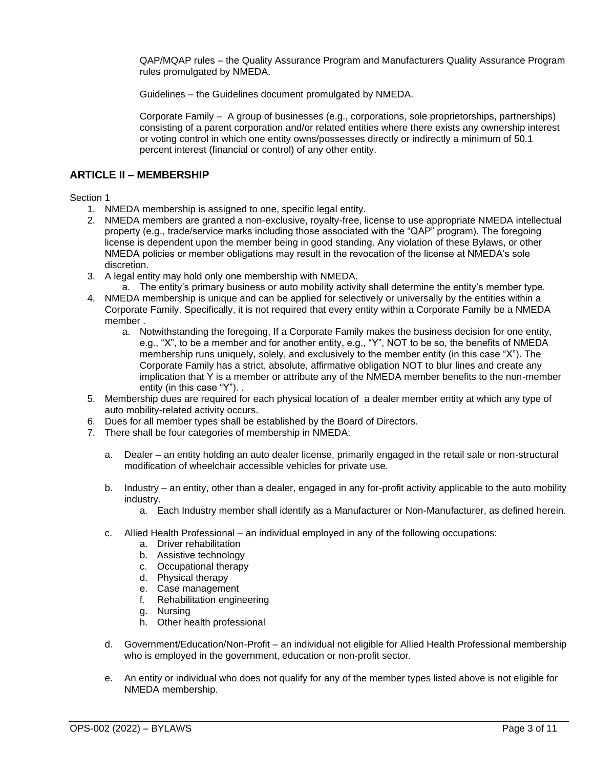QAP/MQAP rules – the Quality Assurance Program and Manufacturers Quality Assurance Program rules promulgated by NMEDA.

Guidelines – the Guidelines document promulgated by NMEDA.

Corporate Family – A group of businesses (e.g., corporations, sole proprietorships, partnerships) consisting of a parent corporation and/or related entities where there exists any ownership interest or voting control in which one entity owns/possesses directly or indirectly a minimum of 50.1 percent interest (financial or control) of any other entity.

## ARTICLE II – MEMBERSHIP

Section 1

1. NMEDA membership is assigned to one, specific legal entity.
2. NMEDA members are granted a non-exclusive, royalty-free, license to use appropriate NMEDA intellectual property (e.g., trade/service marks including those associated with the "QAP" program). The foregoing license is dependent upon the member being in good standing. Any violation of these Bylaws, or other NMEDA policies or member obligations may result in the revocation of the license at NMEDA's sole discretion.
3. A legal entity may hold only one membership with NMEDA.
    a. The entity's primary business or auto mobility activity shall determine the entity's member type.
4. NMEDA membership is unique and can be applied for selectively or universally by the entities within a Corporate Family. Specifically, it is not required that every entity within a Corporate Family be a NMEDA member .
    a. Notwithstanding the foregoing, If a Corporate Family makes the business decision for one entity, e.g., "X", to be a member and for another entity, e.g., "Y", NOT to be so, the benefits of NMEDA membership runs uniquely, solely, and exclusively to the member entity (in this case "X"). The Corporate Family has a strict, absolute, affirmative obligation NOT to blur lines and create any implication that Y is a member or attribute any of the NMEDA member benefits to the non-member entity (in this case "Y"). .
5. Membership dues are required for each physical location of a dealer member entity at which any type of auto mobility-related activity occurs.
6. Dues for all member types shall be established by the Board of Directors.
7. There shall be four categories of membership in NMEDA:

    a. Dealer – an entity holding an auto dealer license, primarily engaged in the retail sale or non-structural modification of wheelchair accessible vehicles for private use.

    b. Industry – an entity, other than a dealer, engaged in any for-profit activity applicable to the auto mobility industry.
        a. Each Industry member shall identify as a Manufacturer or Non-Manufacturer, as defined herein.

    c. Allied Health Professional – an individual employed in any of the following occupations:
        a. Driver rehabilitation
        b. Assistive technology
        c. Occupational therapy
        d. Physical therapy
        e. Case management
        f. Rehabilitation engineering
        g. Nursing
        h. Other health professional

    d. Government/Education/Non-Profit – an individual not eligible for Allied Health Professional membership who is employed in the government, education or non-profit sector.

    e. An entity or individual who does not qualify for any of the member types listed above is not eligible for NMEDA membership.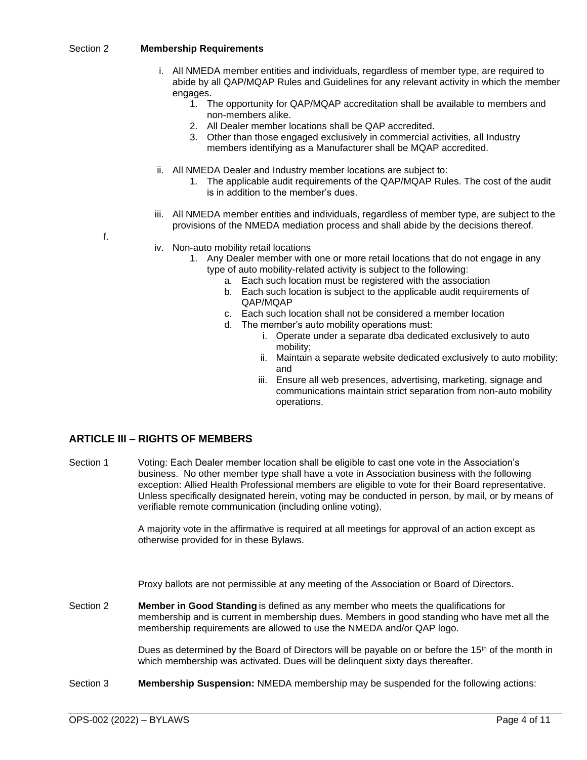Section 2 **Membership Requirements**

i. All NMEDA member entities and individuals, regardless of member type, are required to abide by all QAP/MQAP Rules and Guidelines for any relevant activity in which the member engages.
   1. The opportunity for QAP/MQAP accreditation shall be available to members and non-members alike.
   2. All Dealer member locations shall be QAP accredited.
   3. Other than those engaged exclusively in commercial activities, all Industry members identifying as a Manufacturer shall be MQAP accredited.

ii. All NMEDA Dealer and Industry member locations are subject to:
   1. The applicable audit requirements of the QAP/MQAP Rules. The cost of the audit is in addition to the member's dues.

iii. All NMEDA member entities and individuals, regardless of member type, are subject to the provisions of the NMEDA mediation process and shall abide by the decisions thereof.

f.

iv. Non-auto mobility retail locations
   1. Any Dealer member with one or more retail locations that do not engage in any type of auto mobility-related activity is subject to the following:
      a. Each such location must be registered with the association
      b. Each such location is subject to the applicable audit requirements of QAP/MQAP
      c. Each such location shall not be considered a member location
      d. The member's auto mobility operations must:
         i. Operate under a separate dba dedicated exclusively to auto mobility;
         ii. Maintain a separate website dedicated exclusively to auto mobility; and
         iii. Ensure all web presences, advertising, marketing, signage and communications maintain strict separation from non-auto mobility operations.

## ARTICLE III – RIGHTS OF MEMBERS

Section 1 Voting: Each Dealer member location shall be eligible to cast one vote in the Association's business. No other member type shall have a vote in Association business with the following exception: Allied Health Professional members are eligible to vote for their Board representative. Unless specifically designated herein, voting may be conducted in person, by mail, or by means of verifiable remote communication (including online voting).

A majority vote in the affirmative is required at all meetings for approval of an action except as otherwise provided for in these Bylaws.

Proxy ballots are not permissible at any meeting of the Association or Board of Directors.

Section 2 **Member in Good Standing** is defined as any member who meets the qualifications for membership and is current in membership dues. Members in good standing who have met all the membership requirements are allowed to use the NMEDA and/or QAP logo.

Dues as determined by the Board of Directors will be payable on or before the 15th of the month in which membership was activated. Dues will be delinquent sixty days thereafter.

Section 3 **Membership Suspension:** NMEDA membership may be suspended for the following actions: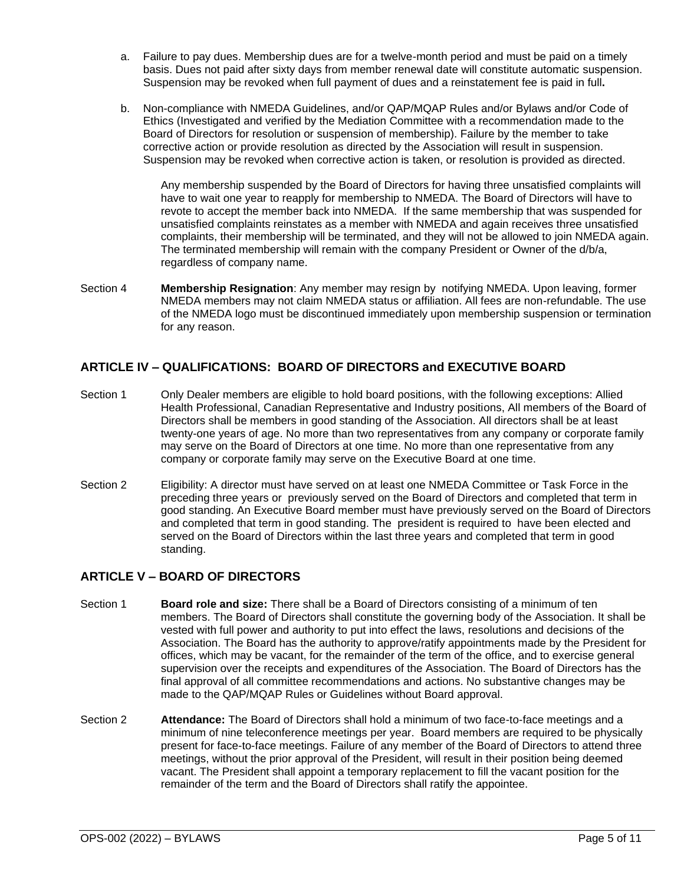a. Failure to pay dues. Membership dues are for a twelve-month period and must be paid on a timely basis. Dues not paid after sixty days from member renewal date will constitute automatic suspension. Suspension may be revoked when full payment of dues and a reinstatement fee is paid in full**.**

b. Non-compliance with NMEDA Guidelines, and/or QAP/MQAP Rules and/or Bylaws and/or Code of Ethics (Investigated and verified by the Mediation Committee with a recommendation made to the Board of Directors for resolution or suspension of membership). Failure by the member to take corrective action or provide resolution as directed by the Association will result in suspension. Suspension may be revoked when corrective action is taken, or resolution is provided as directed.

   Any membership suspended by the Board of Directors for having three unsatisfied complaints will have to wait one year to reapply for membership to NMEDA. The Board of Directors will have to revote to accept the member back into NMEDA. If the same membership that was suspended for unsatisfied complaints reinstates as a member with NMEDA and again receives three unsatisfied complaints, their membership will be terminated, and they will not be allowed to join NMEDA again. The terminated membership will remain with the company President or Owner of the d/b/a, regardless of company name.

Section 4 **Membership Resignation**: Any member may resign by notifying NMEDA. Upon leaving, former NMEDA members may not claim NMEDA status or affiliation. All fees are non-refundable. The use of the NMEDA logo must be discontinued immediately upon membership suspension or termination for any reason.

## ARTICLE IV – QUALIFICATIONS: BOARD OF DIRECTORS and EXECUTIVE BOARD

Section 1 Only Dealer members are eligible to hold board positions, with the following exceptions: Allied Health Professional, Canadian Representative and Industry positions, All members of the Board of Directors shall be members in good standing of the Association. All directors shall be at least twenty-one years of age. No more than two representatives from any company or corporate family may serve on the Board of Directors at one time. No more than one representative from any company or corporate family may serve on the Executive Board at one time.

Section 2 Eligibility: A director must have served on at least one NMEDA Committee or Task Force in the preceding three years or previously served on the Board of Directors and completed that term in good standing. An Executive Board member must have previously served on the Board of Directors and completed that term in good standing. The president is required to have been elected and served on the Board of Directors within the last three years and completed that term in good standing.

## ARTICLE V – BOARD OF DIRECTORS

Section 1 **Board role and size:** There shall be a Board of Directors consisting of a minimum of ten members. The Board of Directors shall constitute the governing body of the Association. It shall be vested with full power and authority to put into effect the laws, resolutions and decisions of the Association. The Board has the authority to approve/ratify appointments made by the President for offices, which may be vacant, for the remainder of the term of the office, and to exercise general supervision over the receipts and expenditures of the Association. The Board of Directors has the final approval of all committee recommendations and actions. No substantive changes may be made to the QAP/MQAP Rules or Guidelines without Board approval.

Section 2 **Attendance:** The Board of Directors shall hold a minimum of two face-to-face meetings and a minimum of nine teleconference meetings per year. Board members are required to be physically present for face-to-face meetings. Failure of any member of the Board of Directors to attend three meetings, without the prior approval of the President, will result in their position being deemed vacant. The President shall appoint a temporary replacement to fill the vacant position for the remainder of the term and the Board of Directors shall ratify the appointee.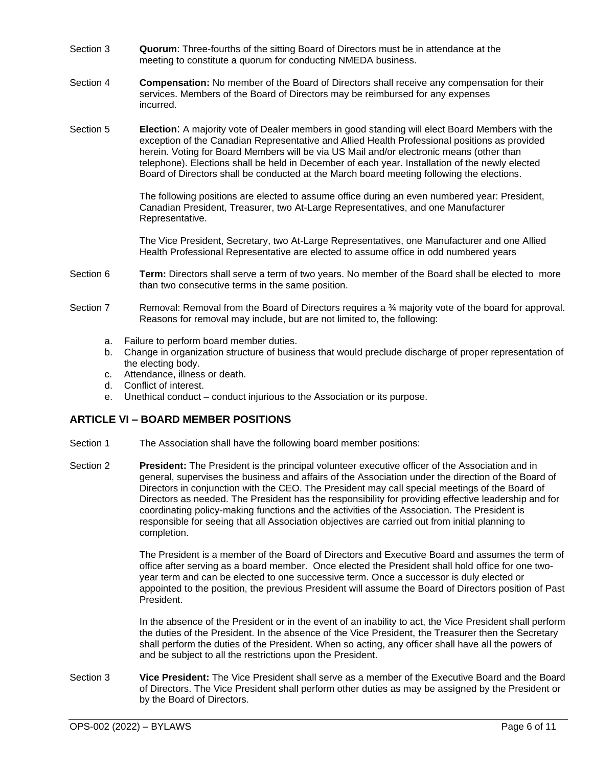Section 3 **Quorum**: Three-fourths of the sitting Board of Directors must be in attendance at the meeting to constitute a quorum for conducting NMEDA business.

Section 4 **Compensation:** No member of the Board of Directors shall receive any compensation for their services. Members of the Board of Directors may be reimbursed for any expenses incurred.

Section 5 **Election**: A majority vote of Dealer members in good standing will elect Board Members with the exception of the Canadian Representative and Allied Health Professional positions as provided herein. Voting for Board Members will be via US Mail and/or electronic means (other than telephone). Elections shall be held in December of each year. Installation of the newly elected Board of Directors shall be conducted at the March board meeting following the elections.

The following positions are elected to assume office during an even numbered year: President, Canadian President, Treasurer, two At-Large Representatives, and one Manufacturer Representative.

The Vice President, Secretary, two At-Large Representatives, one Manufacturer and one Allied Health Professional Representative are elected to assume office in odd numbered years

Section 6 **Term:** Directors shall serve a term of two years. No member of the Board shall be elected to more than two consecutive terms in the same position.

Section 7 Removal: Removal from the Board of Directors requires a ¾ majority vote of the board for approval. Reasons for removal may include, but are not limited to, the following:

a. Failure to perform board member duties.
b. Change in organization structure of business that would preclude discharge of proper representation of the electing body.
c. Attendance, illness or death.
d. Conflict of interest.
e. Unethical conduct – conduct injurious to the Association or its purpose.

## ARTICLE VI – BOARD MEMBER POSITIONS

Section 1 The Association shall have the following board member positions:

Section 2 **President:** The President is the principal volunteer executive officer of the Association and in general, supervises the business and affairs of the Association under the direction of the Board of Directors in conjunction with the CEO. The President may call special meetings of the Board of Directors as needed. The President has the responsibility for providing effective leadership and for coordinating policy-making functions and the activities of the Association. The President is responsible for seeing that all Association objectives are carried out from initial planning to completion.

The President is a member of the Board of Directors and Executive Board and assumes the term of office after serving as a board member. Once elected the President shall hold office for one two-year term and can be elected to one successive term. Once a successor is duly elected or appointed to the position, the previous President will assume the Board of Directors position of Past President.

In the absence of the President or in the event of an inability to act, the Vice President shall perform the duties of the President. In the absence of the Vice President, the Treasurer then the Secretary shall perform the duties of the President. When so acting, any officer shall have all the powers of and be subject to all the restrictions upon the President.

Section 3 **Vice President:** The Vice President shall serve as a member of the Executive Board and the Board of Directors. The Vice President shall perform other duties as may be assigned by the President or by the Board of Directors.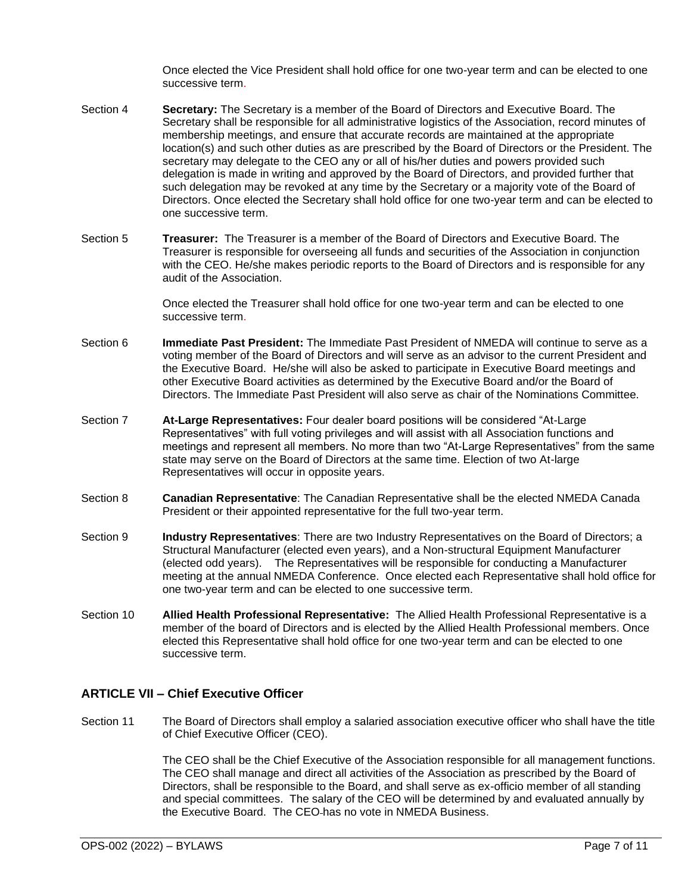Once elected the Vice President shall hold office for one two-year term and can be elected to one successive term.

Section 4 **Secretary:** The Secretary is a member of the Board of Directors and Executive Board. The Secretary shall be responsible for all administrative logistics of the Association, record minutes of membership meetings, and ensure that accurate records are maintained at the appropriate location(s) and such other duties as are prescribed by the Board of Directors or the President. The secretary may delegate to the CEO any or all of his/her duties and powers provided such delegation is made in writing and approved by the Board of Directors, and provided further that such delegation may be revoked at any time by the Secretary or a majority vote of the Board of Directors. Once elected the Secretary shall hold office for one two-year term and can be elected to one successive term.

Section 5 **Treasurer:** The Treasurer is a member of the Board of Directors and Executive Board. The Treasurer is responsible for overseeing all funds and securities of the Association in conjunction with the CEO. He/she makes periodic reports to the Board of Directors and is responsible for any audit of the Association.

Once elected the Treasurer shall hold office for one two-year term and can be elected to one successive term.

Section 6 **Immediate Past President:** The Immediate Past President of NMEDA will continue to serve as a voting member of the Board of Directors and will serve as an advisor to the current President and the Executive Board. He/she will also be asked to participate in Executive Board meetings and other Executive Board activities as determined by the Executive Board and/or the Board of Directors. The Immediate Past President will also serve as chair of the Nominations Committee.

Section 7 **At-Large Representatives:** Four dealer board positions will be considered "At-Large Representatives" with full voting privileges and will assist with all Association functions and meetings and represent all members. No more than two "At-Large Representatives" from the same state may serve on the Board of Directors at the same time. Election of two At-large Representatives will occur in opposite years.

Section 8 **Canadian Representative**: The Canadian Representative shall be the elected NMEDA Canada President or their appointed representative for the full two-year term.

Section 9 **Industry Representatives**: There are two Industry Representatives on the Board of Directors; a Structural Manufacturer (elected even years), and a Non-structural Equipment Manufacturer (elected odd years). The Representatives will be responsible for conducting a Manufacturer meeting at the annual NMEDA Conference. Once elected each Representative shall hold office for one two-year term and can be elected to one successive term.

Section 10 **Allied Health Professional Representative:** The Allied Health Professional Representative is a member of the board of Directors and is elected by the Allied Health Professional members. Once elected this Representative shall hold office for one two-year term and can be elected to one successive term.

## ARTICLE VII – Chief Executive Officer

Section 11 The Board of Directors shall employ a salaried association executive officer who shall have the title of Chief Executive Officer (CEO).

The CEO shall be the Chief Executive of the Association responsible for all management functions. The CEO shall manage and direct all activities of the Association as prescribed by the Board of Directors, shall be responsible to the Board, and shall serve as ex-officio member of all standing and special committees. The salary of the CEO will be determined by and evaluated annually by the Executive Board. The CEO has no vote in NMEDA Business.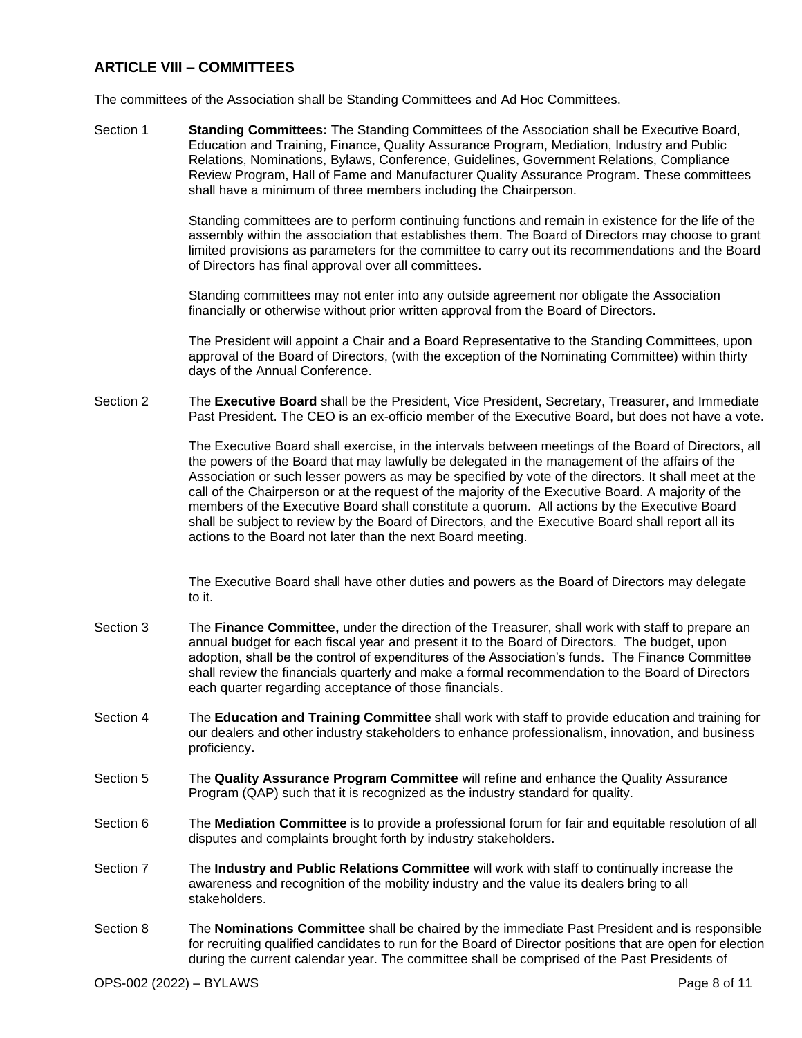## ARTICLE VIII – COMMITTEES

The committees of the Association shall be Standing Committees and Ad Hoc Committees.

Section 1 **Standing Committees:** The Standing Committees of the Association shall be Executive Board, Education and Training, Finance, Quality Assurance Program, Mediation, Industry and Public Relations, Nominations, Bylaws, Conference, Guidelines, Government Relations, Compliance Review Program, Hall of Fame and Manufacturer Quality Assurance Program. These committees shall have a minimum of three members including the Chairperson.

Standing committees are to perform continuing functions and remain in existence for the life of the assembly within the association that establishes them. The Board of Directors may choose to grant limited provisions as parameters for the committee to carry out its recommendations and the Board of Directors has final approval over all committees.

Standing committees may not enter into any outside agreement nor obligate the Association financially or otherwise without prior written approval from the Board of Directors.

The President will appoint a Chair and a Board Representative to the Standing Committees, upon approval of the Board of Directors, (with the exception of the Nominating Committee) within thirty days of the Annual Conference.

Section 2 The **Executive Board** shall be the President, Vice President, Secretary, Treasurer, and Immediate Past President. The CEO is an ex-officio member of the Executive Board, but does not have a vote.

The Executive Board shall exercise, in the intervals between meetings of the Board of Directors, all the powers of the Board that may lawfully be delegated in the management of the affairs of the Association or such lesser powers as may be specified by vote of the directors. It shall meet at the call of the Chairperson or at the request of the majority of the Executive Board. A majority of the members of the Executive Board shall constitute a quorum. All actions by the Executive Board shall be subject to review by the Board of Directors, and the Executive Board shall report all its actions to the Board not later than the next Board meeting.

The Executive Board shall have other duties and powers as the Board of Directors may delegate to it.

Section 3 The **Finance Committee,** under the direction of the Treasurer, shall work with staff to prepare an annual budget for each fiscal year and present it to the Board of Directors. The budget, upon adoption, shall be the control of expenditures of the Association's funds. The Finance Committee shall review the financials quarterly and make a formal recommendation to the Board of Directors each quarter regarding acceptance of those financials.

Section 4 The **Education and Training Committee** shall work with staff to provide education and training for our dealers and other industry stakeholders to enhance professionalism, innovation, and business proficiency**.**

Section 5 The **Quality Assurance Program Committee** will refine and enhance the Quality Assurance Program (QAP) such that it is recognized as the industry standard for quality.

Section 6 The **Mediation Committee** is to provide a professional forum for fair and equitable resolution of all disputes and complaints brought forth by industry stakeholders.

Section 7 The **Industry and Public Relations Committee** will work with staff to continually increase the awareness and recognition of the mobility industry and the value its dealers bring to all stakeholders.

Section 8 The **Nominations Committee** shall be chaired by the immediate Past President and is responsible for recruiting qualified candidates to run for the Board of Director positions that are open for election during the current calendar year. The committee shall be comprised of the Past Presidents of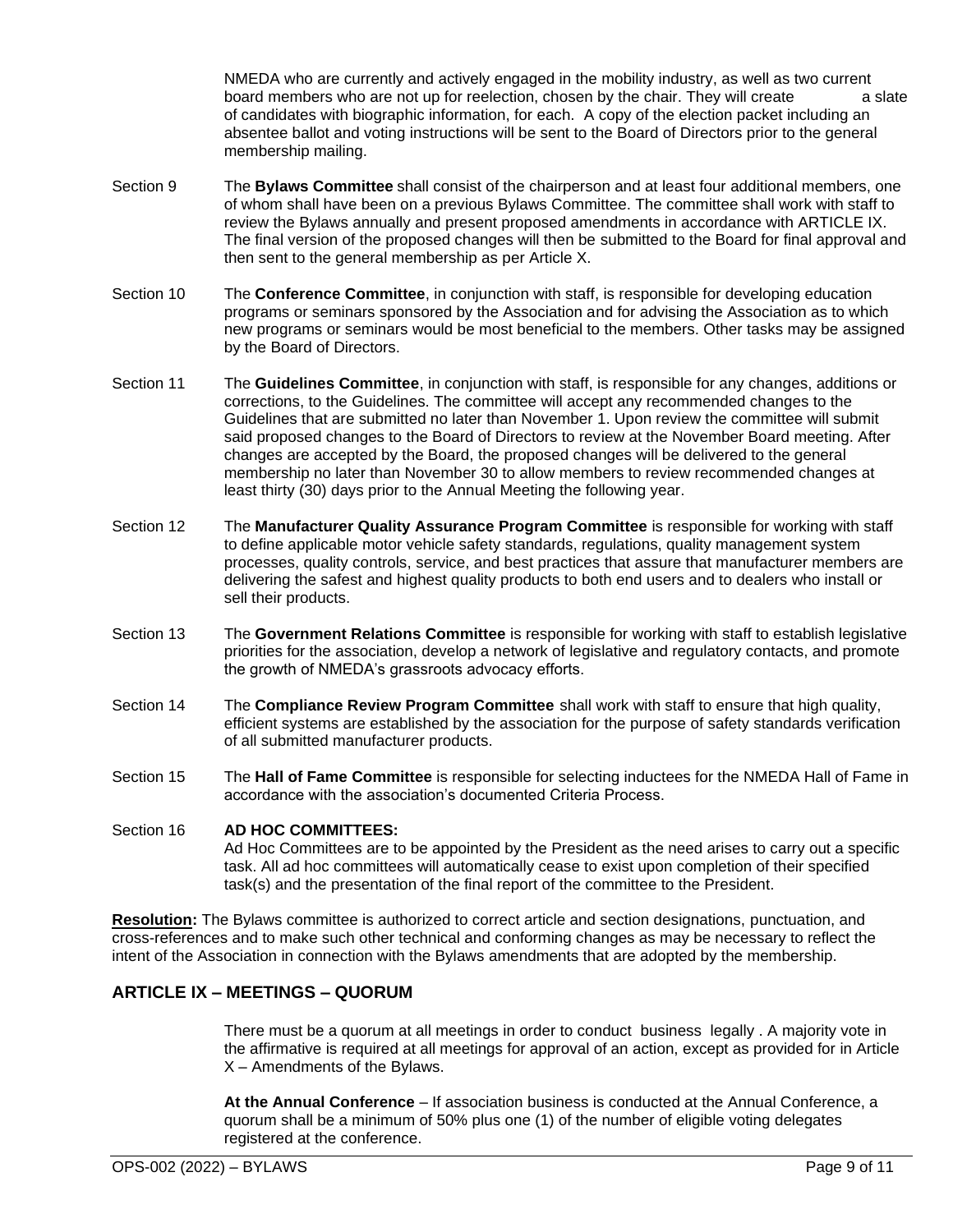NMEDA who are currently and actively engaged in the mobility industry, as well as two current board members who are not up for reelection, chosen by the chair. They will create a slate of candidates with biographic information, for each. A copy of the election packet including an absentee ballot and voting instructions will be sent to the Board of Directors prior to the general membership mailing.

Section 9 The **Bylaws Committee** shall consist of the chairperson and at least four additional members, one of whom shall have been on a previous Bylaws Committee. The committee shall work with staff to review the Bylaws annually and present proposed amendments in accordance with ARTICLE IX. The final version of the proposed changes will then be submitted to the Board for final approval and then sent to the general membership as per Article X.

Section 10 The **Conference Committee**, in conjunction with staff, is responsible for developing education programs or seminars sponsored by the Association and for advising the Association as to which new programs or seminars would be most beneficial to the members. Other tasks may be assigned by the Board of Directors.

Section 11 The **Guidelines Committee**, in conjunction with staff, is responsible for any changes, additions or corrections, to the Guidelines. The committee will accept any recommended changes to the Guidelines that are submitted no later than November 1. Upon review the committee will submit said proposed changes to the Board of Directors to review at the November Board meeting. After changes are accepted by the Board, the proposed changes will be delivered to the general membership no later than November 30 to allow members to review recommended changes at least thirty (30) days prior to the Annual Meeting the following year.

Section 12 The **Manufacturer Quality Assurance Program Committee** is responsible for working with staff to define applicable motor vehicle safety standards, regulations, quality management system processes, quality controls, service, and best practices that assure that manufacturer members are delivering the safest and highest quality products to both end users and to dealers who install or sell their products.

Section 13 The **Government Relations Committee** is responsible for working with staff to establish legislative priorities for the association, develop a network of legislative and regulatory contacts, and promote the growth of NMEDA's grassroots advocacy efforts.

Section 14 The **Compliance Review Program Committee** shall work with staff to ensure that high quality, efficient systems are established by the association for the purpose of safety standards verification of all submitted manufacturer products.

Section 15 The **Hall of Fame Committee** is responsible for selecting inductees for the NMEDA Hall of Fame in accordance with the association's documented Criteria Process.

Section 16 **AD HOC COMMITTEES:**
Ad Hoc Committees are to be appointed by the President as the need arises to carry out a specific task. All ad hoc committees will automatically cease to exist upon completion of their specified task(s) and the presentation of the final report of the committee to the President.

**Resolution:** The Bylaws committee is authorized to correct article and section designations, punctuation, and cross-references and to make such other technical and conforming changes as may be necessary to reflect the intent of the Association in connection with the Bylaws amendments that are adopted by the membership.

## ARTICLE IX – MEETINGS – QUORUM

There must be a quorum at all meetings in order to conduct business legally . A majority vote in the affirmative is required at all meetings for approval of an action, except as provided for in Article X – Amendments of the Bylaws.

**At the Annual Conference** – If association business is conducted at the Annual Conference, a quorum shall be a minimum of 50% plus one (1) of the number of eligible voting delegates registered at the conference.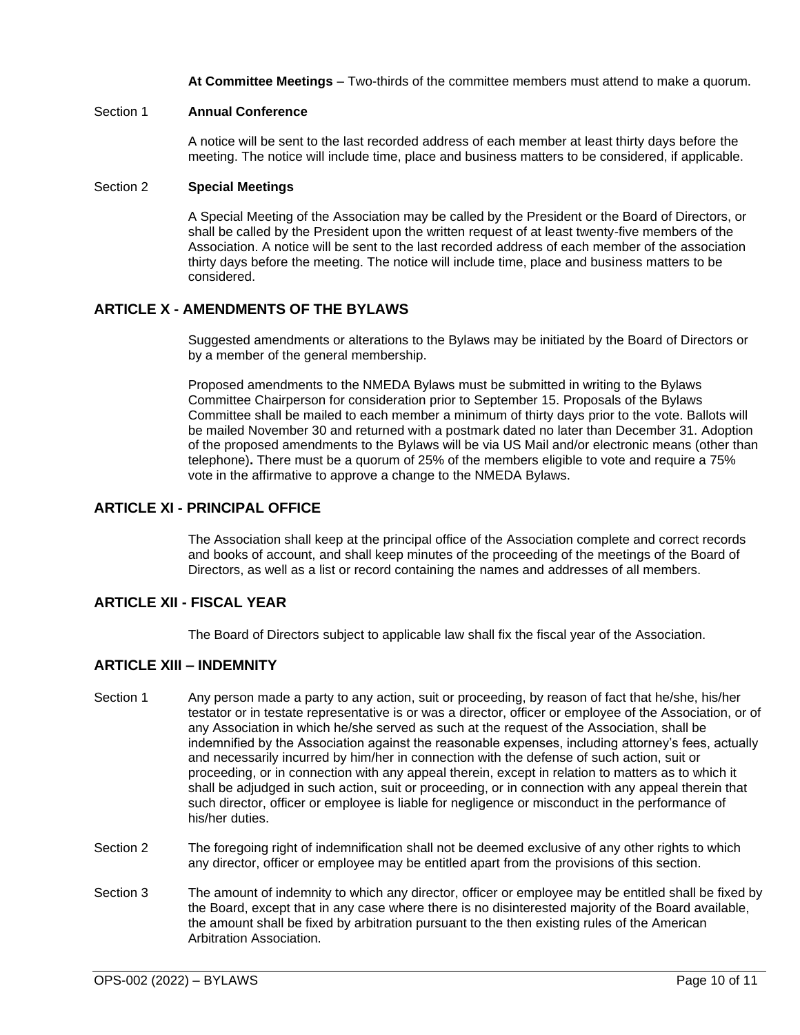**At Committee Meetings** – Two-thirds of the committee members must attend to make a quorum.

Section 1 **Annual Conference**

A notice will be sent to the last recorded address of each member at least thirty days before the meeting. The notice will include time, place and business matters to be considered, if applicable.

Section 2 **Special Meetings**

A Special Meeting of the Association may be called by the President or the Board of Directors, or shall be called by the President upon the written request of at least twenty-five members of the Association. A notice will be sent to the last recorded address of each member of the association thirty days before the meeting. The notice will include time, place and business matters to be considered.

## ARTICLE X - AMENDMENTS OF THE BYLAWS

Suggested amendments or alterations to the Bylaws may be initiated by the Board of Directors or by a member of the general membership.

Proposed amendments to the NMEDA Bylaws must be submitted in writing to the Bylaws Committee Chairperson for consideration prior to September 15. Proposals of the Bylaws Committee shall be mailed to each member a minimum of thirty days prior to the vote. Ballots will be mailed November 30 and returned with a postmark dated no later than December 31. Adoption of the proposed amendments to the Bylaws will be via US Mail and/or electronic means (other than telephone)**.** There must be a quorum of 25% of the members eligible to vote and require a 75% vote in the affirmative to approve a change to the NMEDA Bylaws.

## ARTICLE XI - PRINCIPAL OFFICE

The Association shall keep at the principal office of the Association complete and correct records and books of account, and shall keep minutes of the proceeding of the meetings of the Board of Directors, as well as a list or record containing the names and addresses of all members.

## ARTICLE XII - FISCAL YEAR

The Board of Directors subject to applicable law shall fix the fiscal year of the Association.

## ARTICLE XIII – INDEMNITY

Section 1 Any person made a party to any action, suit or proceeding, by reason of fact that he/she, his/her testator or in testate representative is or was a director, officer or employee of the Association, or of any Association in which he/she served as such at the request of the Association, shall be indemnified by the Association against the reasonable expenses, including attorney's fees, actually and necessarily incurred by him/her in connection with the defense of such action, suit or proceeding, or in connection with any appeal therein, except in relation to matters as to which it shall be adjudged in such action, suit or proceeding, or in connection with any appeal therein that such director, officer or employee is liable for negligence or misconduct in the performance of his/her duties.

Section 2 The foregoing right of indemnification shall not be deemed exclusive of any other rights to which any director, officer or employee may be entitled apart from the provisions of this section.

Section 3 The amount of indemnity to which any director, officer or employee may be entitled shall be fixed by the Board, except that in any case where there is no disinterested majority of the Board available, the amount shall be fixed by arbitration pursuant to the then existing rules of the American Arbitration Association.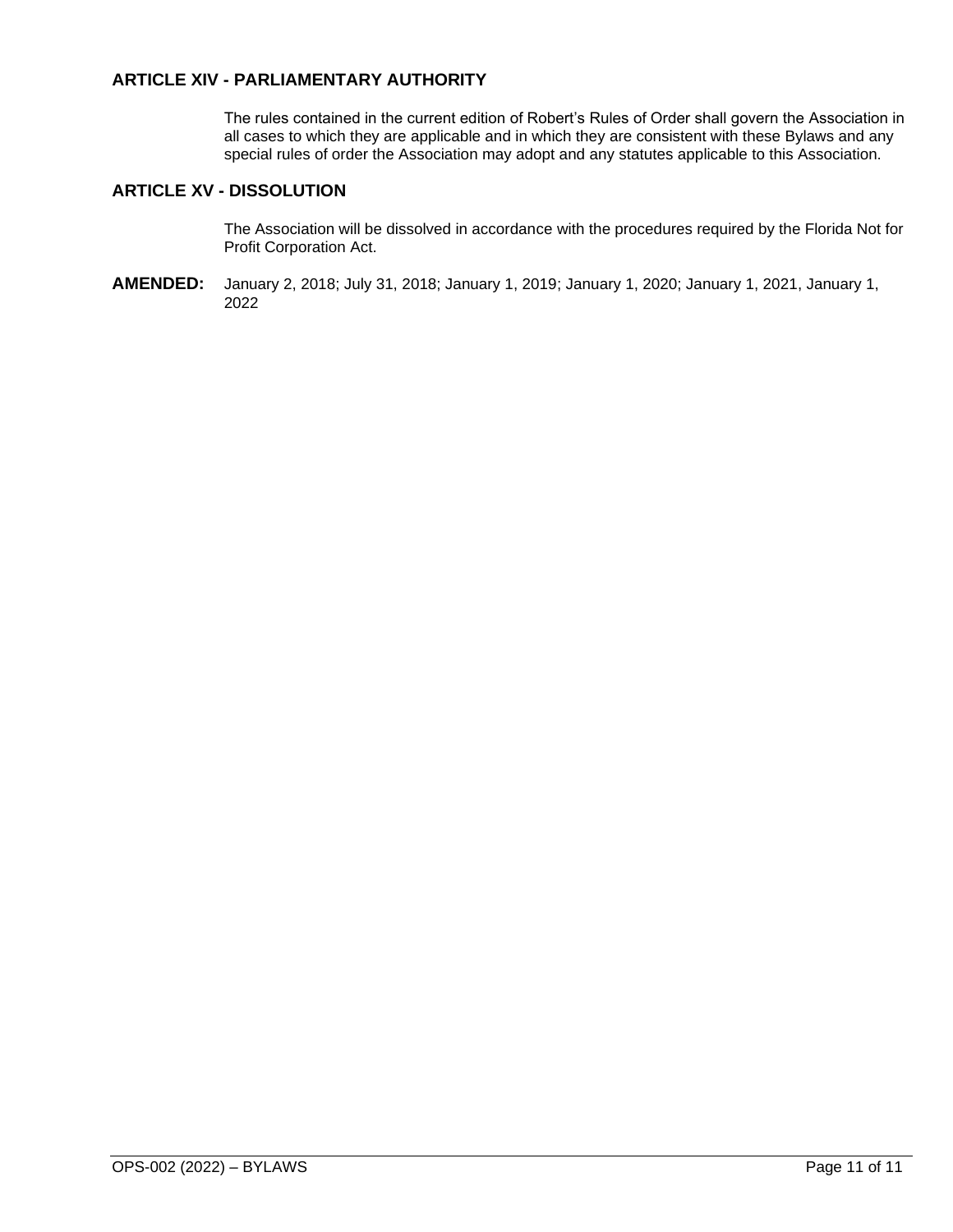## ARTICLE XIV - PARLIAMENTARY AUTHORITY

The rules contained in the current edition of Robert's Rules of Order shall govern the Association in all cases to which they are applicable and in which they are consistent with these Bylaws and any special rules of order the Association may adopt and any statutes applicable to this Association.

## ARTICLE XV - DISSOLUTION

The Association will be dissolved in accordance with the procedures required by the Florida Not for Profit Corporation Act.

**AMENDED:** January 2, 2018; July 31, 2018; January 1, 2019; January 1, 2020; January 1, 2021, January 1, 2022